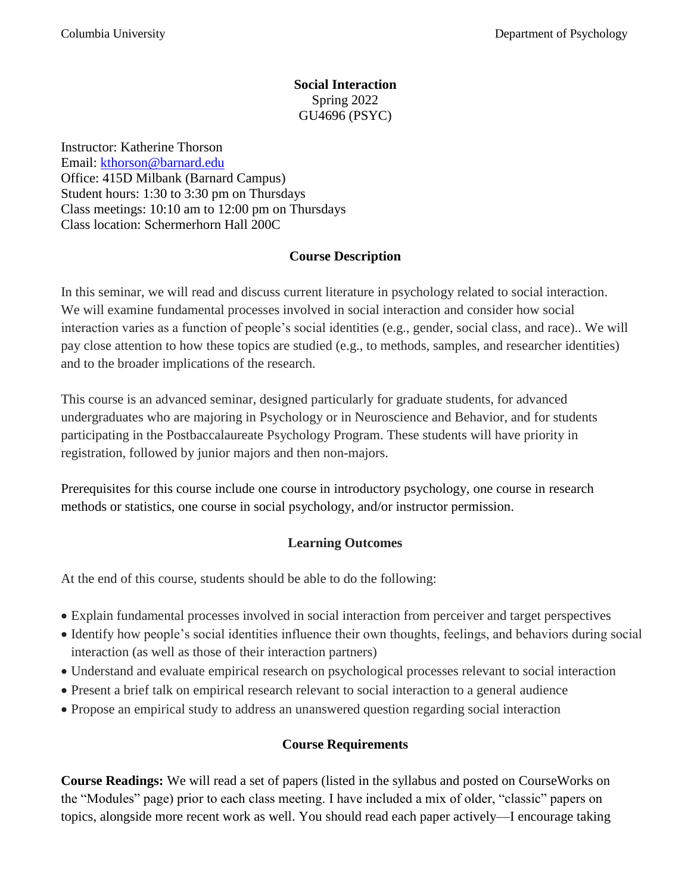Columbia University Department of Psychology

**Social Interaction**
Spring 2022
GU4696 (PSYC)

Instructor: Katherine Thorson
Email: kthorson@barnard.edu
Office: 415D Milbank (Barnard Campus)
Student hours: 1:30 to 3:30 pm on Thursdays
Class meetings: 10:10 am to 12:00 pm on Thursdays
Class location: Schermerhorn Hall 200C

## Course Description

In this seminar, we will read and discuss current literature in psychology related to social interaction. We will examine fundamental processes involved in social interaction and consider how social interaction varies as a function of people's social identities (e.g., gender, social class, and race).. We will pay close attention to how these topics are studied (e.g., to methods, samples, and researcher identities) and to the broader implications of the research.

This course is an advanced seminar, designed particularly for graduate students, for advanced undergraduates who are majoring in Psychology or in Neuroscience and Behavior, and for students participating in the Postbaccalaureate Psychology Program. These students will have priority in registration, followed by junior majors and then non-majors.

Prerequisites for this course include one course in introductory psychology, one course in research methods or statistics, one course in social psychology, and/or instructor permission.

## Learning Outcomes

At the end of this course, students should be able to do the following:

- Explain fundamental processes involved in social interaction from perceiver and target perspectives
- Identify how people's social identities influence their own thoughts, feelings, and behaviors during social interaction (as well as those of their interaction partners)
- Understand and evaluate empirical research on psychological processes relevant to social interaction
- Present a brief talk on empirical research relevant to social interaction to a general audience
- Propose an empirical study to address an unanswered question regarding social interaction

## Course Requirements

**Course Readings:** We will read a set of papers (listed in the syllabus and posted on CourseWorks on the "Modules" page) prior to each class meeting. I have included a mix of older, "classic" papers on topics, alongside more recent work as well. You should read each paper actively—I encourage taking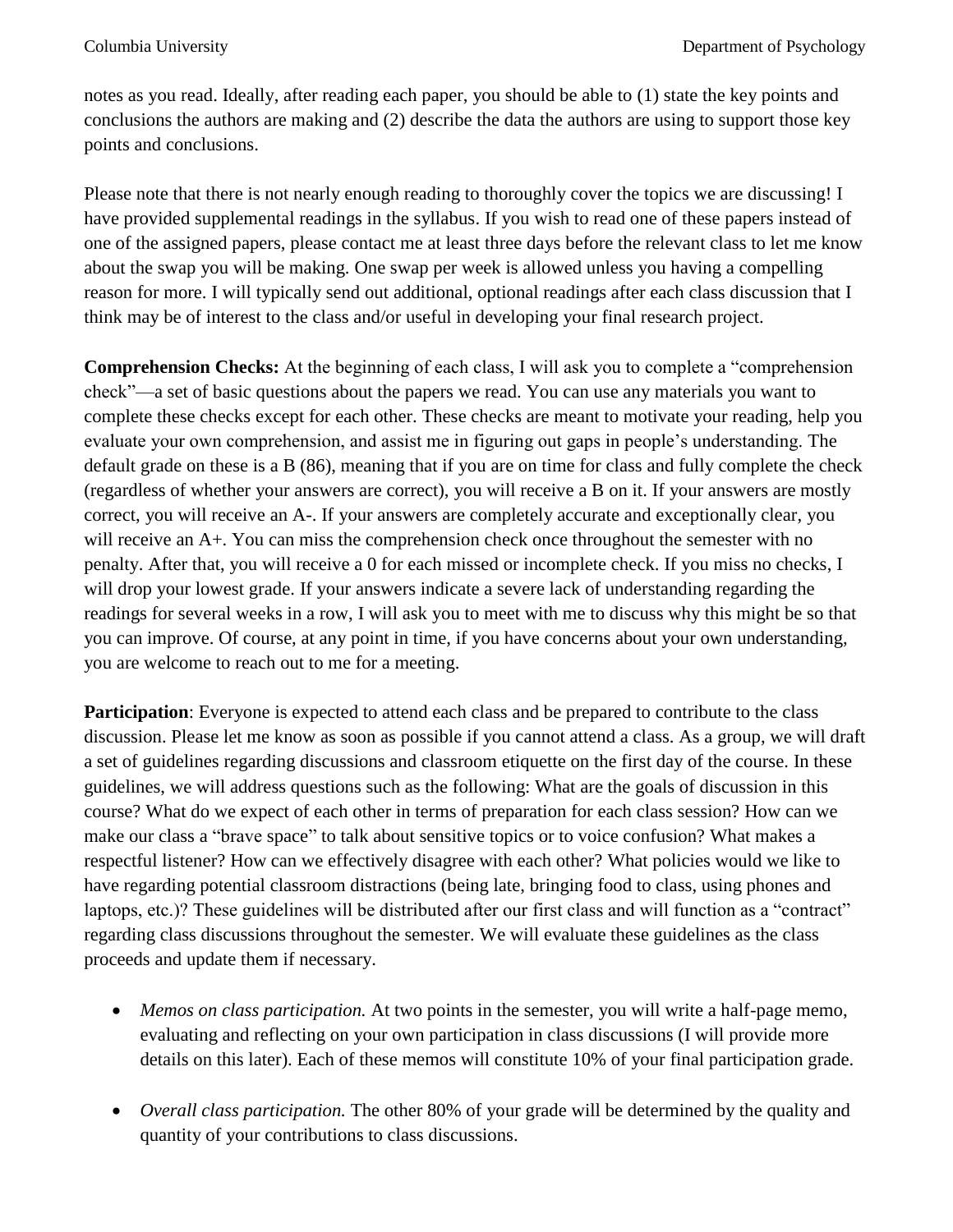notes as you read. Ideally, after reading each paper, you should be able to (1) state the key points and conclusions the authors are making and (2) describe the data the authors are using to support those key points and conclusions.

Please note that there is not nearly enough reading to thoroughly cover the topics we are discussing! I have provided supplemental readings in the syllabus. If you wish to read one of these papers instead of one of the assigned papers, please contact me at least three days before the relevant class to let me know about the swap you will be making. One swap per week is allowed unless you having a compelling reason for more. I will typically send out additional, optional readings after each class discussion that I think may be of interest to the class and/or useful in developing your final research project.

**Comprehension Checks:** At the beginning of each class, I will ask you to complete a "comprehension check"—a set of basic questions about the papers we read. You can use any materials you want to complete these checks except for each other. These checks are meant to motivate your reading, help you evaluate your own comprehension, and assist me in figuring out gaps in people's understanding. The default grade on these is a B (86), meaning that if you are on time for class and fully complete the check (regardless of whether your answers are correct), you will receive a B on it. If your answers are mostly correct, you will receive an A-. If your answers are completely accurate and exceptionally clear, you will receive an A+. You can miss the comprehension check once throughout the semester with no penalty. After that, you will receive a 0 for each missed or incomplete check. If you miss no checks, I will drop your lowest grade. If your answers indicate a severe lack of understanding regarding the readings for several weeks in a row, I will ask you to meet with me to discuss why this might be so that you can improve. Of course, at any point in time, if you have concerns about your own understanding, you are welcome to reach out to me for a meeting.

**Participation**: Everyone is expected to attend each class and be prepared to contribute to the class discussion. Please let me know as soon as possible if you cannot attend a class. As a group, we will draft a set of guidelines regarding discussions and classroom etiquette on the first day of the course. In these guidelines, we will address questions such as the following: What are the goals of discussion in this course? What do we expect of each other in terms of preparation for each class session? How can we make our class a "brave space" to talk about sensitive topics or to voice confusion? What makes a respectful listener? How can we effectively disagree with each other? What policies would we like to have regarding potential classroom distractions (being late, bringing food to class, using phones and laptops, etc.)? These guidelines will be distributed after our first class and will function as a "contract" regarding class discussions throughout the semester. We will evaluate these guidelines as the class proceeds and update them if necessary.

- *Memos on class participation.* At two points in the semester, you will write a half-page memo, evaluating and reflecting on your own participation in class discussions (I will provide more details on this later). Each of these memos will constitute 10% of your final participation grade.

- *Overall class participation.* The other 80% of your grade will be determined by the quality and quantity of your contributions to class discussions.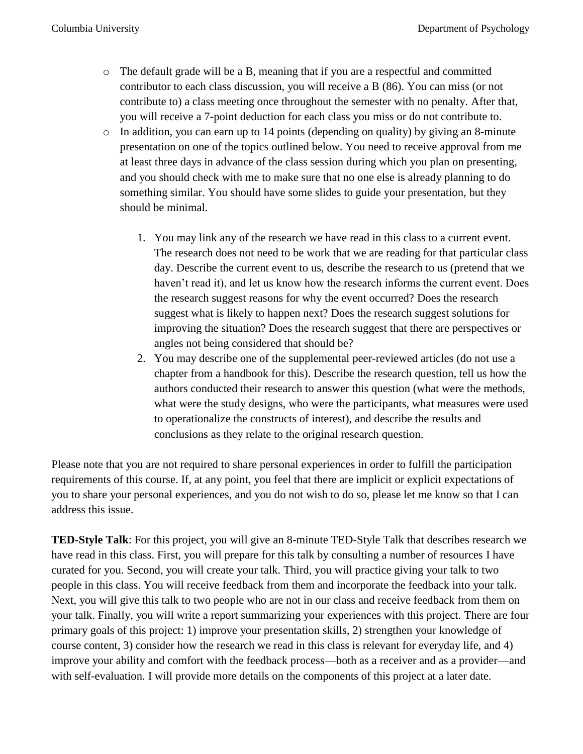- The default grade will be a B, meaning that if you are a respectful and committed contributor to each class discussion, you will receive a B (86). You can miss (or not contribute to) a class meeting once throughout the semester with no penalty. After that, you will receive a 7-point deduction for each class you miss or do not contribute to.
- In addition, you can earn up to 14 points (depending on quality) by giving an 8-minute presentation on one of the topics outlined below. You need to receive approval from me at least three days in advance of the class session during which you plan on presenting, and you should check with me to make sure that no one else is already planning to do something similar. You should have some slides to guide your presentation, but they should be minimal.

    1. You may link any of the research we have read in this class to a current event. The research does not need to be work that we are reading for that particular class day. Describe the current event to us, describe the research to us (pretend that we haven't read it), and let us know how the research informs the current event. Does the research suggest reasons for why the event occurred? Does the research suggest what is likely to happen next? Does the research suggest solutions for improving the situation? Does the research suggest that there are perspectives or angles not being considered that should be?
    2. You may describe one of the supplemental peer-reviewed articles (do not use a chapter from a handbook for this). Describe the research question, tell us how the authors conducted their research to answer this question (what were the methods, what were the study designs, who were the participants, what measures were used to operationalize the constructs of interest), and describe the results and conclusions as they relate to the original research question.

Please note that you are not required to share personal experiences in order to fulfill the participation requirements of this course. If, at any point, you feel that there are implicit or explicit expectations of you to share your personal experiences, and you do not wish to do so, please let me know so that I can address this issue.

**TED-Style Talk**: For this project, you will give an 8-minute TED-Style Talk that describes research we have read in this class. First, you will prepare for this talk by consulting a number of resources I have curated for you. Second, you will create your talk. Third, you will practice giving your talk to two people in this class. You will receive feedback from them and incorporate the feedback into your talk. Next, you will give this talk to two people who are not in our class and receive feedback from them on your talk. Finally, you will write a report summarizing your experiences with this project. There are four primary goals of this project: 1) improve your presentation skills, 2) strengthen your knowledge of course content, 3) consider how the research we read in this class is relevant for everyday life, and 4) improve your ability and comfort with the feedback process—both as a receiver and as a provider—and with self-evaluation. I will provide more details on the components of this project at a later date.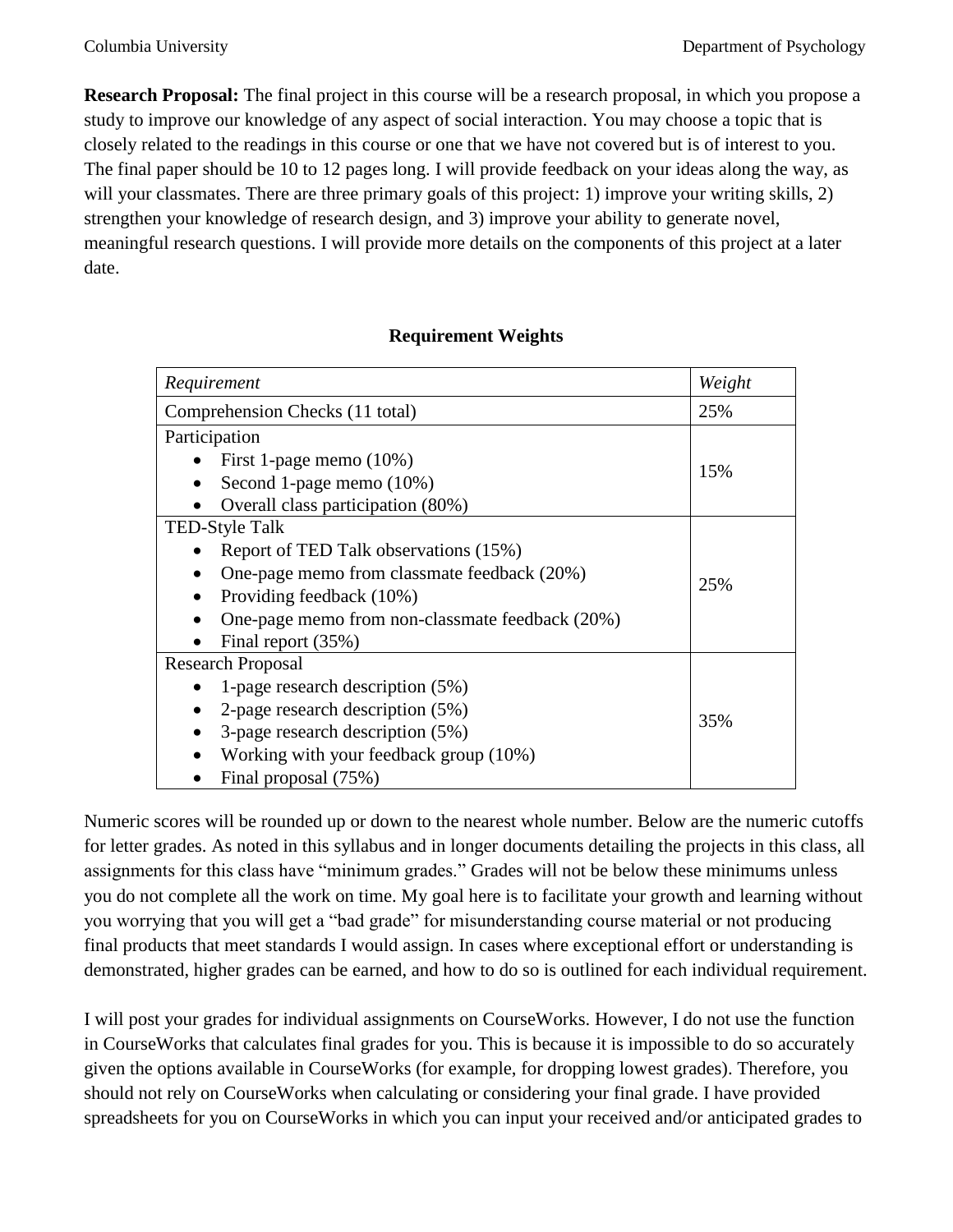**Research Proposal:** The final project in this course will be a research proposal, in which you propose a study to improve our knowledge of any aspect of social interaction. You may choose a topic that is closely related to the readings in this course or one that we have not covered but is of interest to you. The final paper should be 10 to 12 pages long. I will provide feedback on your ideas along the way, as will your classmates. There are three primary goals of this project: 1) improve your writing skills, 2) strengthen your knowledge of research design, and 3) improve your ability to generate novel, meaningful research questions. I will provide more details on the components of this project at a later date.

**Requirement Weights**

| *Requirement* | *Weight* |
|---|---|
| Comprehension Checks (11 total) | 25% |
| Participation<br>• First 1-page memo (10%)<br>• Second 1-page memo (10%)<br>• Overall class participation (80%) | 15% |
| TED-Style Talk<br>• Report of TED Talk observations (15%)<br>• One-page memo from classmate feedback (20%)<br>• Providing feedback (10%)<br>• One-page memo from non-classmate feedback (20%)<br>• Final report (35%) | 25% |
| Research Proposal<br>• 1-page research description (5%)<br>• 2-page research description (5%)<br>• 3-page research description (5%)<br>• Working with your feedback group (10%)<br>• Final proposal (75%) | 35% |

Numeric scores will be rounded up or down to the nearest whole number. Below are the numeric cutoffs for letter grades. As noted in this syllabus and in longer documents detailing the projects in this class, all assignments for this class have "minimum grades." Grades will not be below these minimums unless you do not complete all the work on time. My goal here is to facilitate your growth and learning without you worrying that you will get a "bad grade" for misunderstanding course material or not producing final products that meet standards I would assign. In cases where exceptional effort or understanding is demonstrated, higher grades can be earned, and how to do so is outlined for each individual requirement.

I will post your grades for individual assignments on CourseWorks. However, I do not use the function in CourseWorks that calculates final grades for you. This is because it is impossible to do so accurately given the options available in CourseWorks (for example, for dropping lowest grades). Therefore, you should not rely on CourseWorks when calculating or considering your final grade. I have provided spreadsheets for you on CourseWorks in which you can input your received and/or anticipated grades to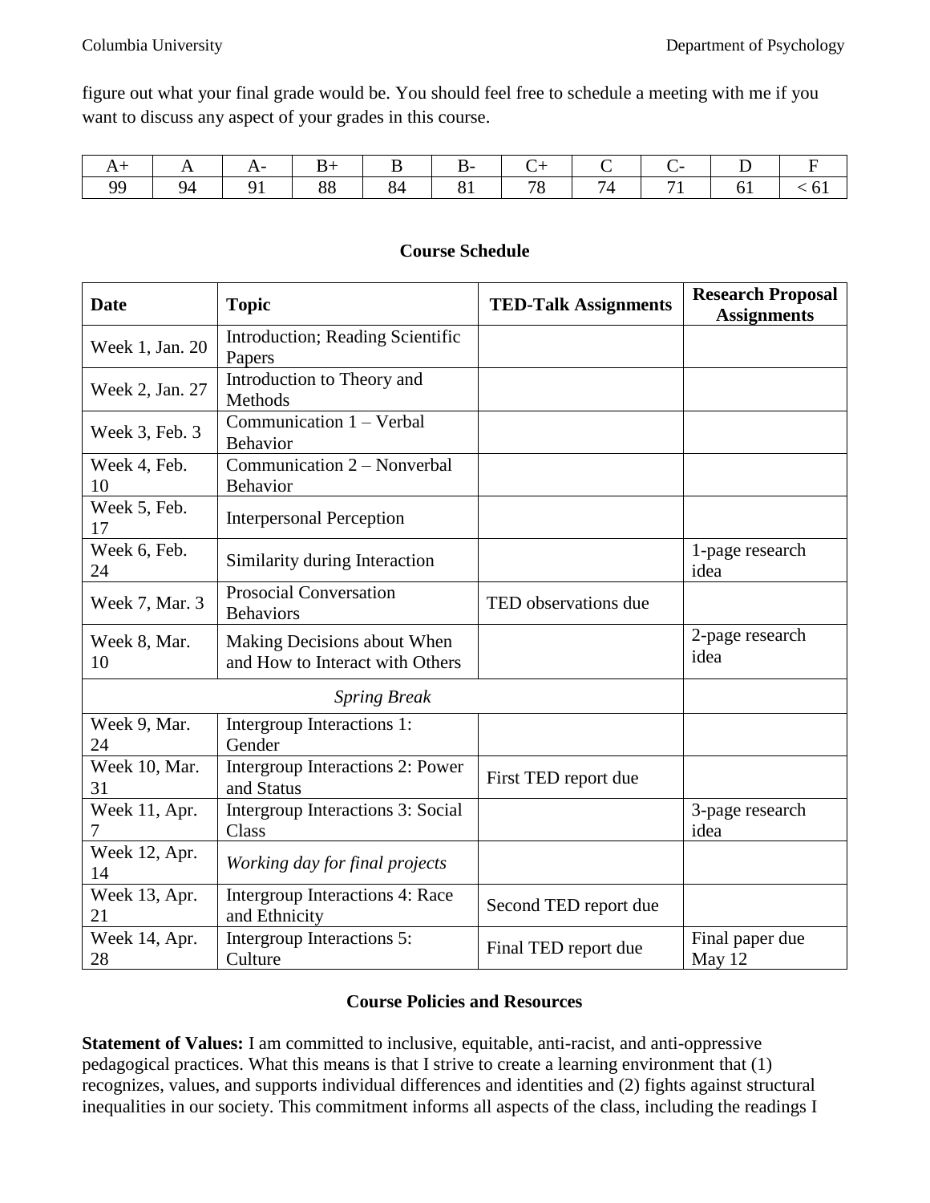figure out what your final grade would be. You should feel free to schedule a meeting with me if you want to discuss any aspect of your grades in this course.

| A+ | A | A- | B+ | B | B- | C+ | C | C- | D | F |
|---|---|---|---|---|---|---|---|---|---|---|
| 99 | 94 | 91 | 88 | 84 | 81 | 78 | 74 | 71 | 61 | < 61 |

## Course Schedule

| Date | Topic | TED-Talk Assignments | Research Proposal Assignments |
|---|---|---|---|
| Week 1, Jan. 20 | Introduction; Reading Scientific Papers | | |
| Week 2, Jan. 27 | Introduction to Theory and Methods | | |
| Week 3, Feb. 3 | Communication 1 – Verbal Behavior | | |
| Week 4, Feb. 10 | Communication 2 – Nonverbal Behavior | | |
| Week 5, Feb. 17 | Interpersonal Perception | | |
| Week 6, Feb. 24 | Similarity during Interaction | | 1-page research idea |
| Week 7, Mar. 3 | Prosocial Conversation Behaviors | TED observations due | |
| Week 8, Mar. 10 | Making Decisions about When and How to Interact with Others | | 2-page research idea |
| *Spring Break* | | | |
| Week 9, Mar. 24 | Intergroup Interactions 1: Gender | | |
| Week 10, Mar. 31 | Intergroup Interactions 2: Power and Status | First TED report due | |
| Week 11, Apr. 7 | Intergroup Interactions 3: Social Class | | 3-page research idea |
| Week 12, Apr. 14 | *Working day for final projects* | | |
| Week 13, Apr. 21 | Intergroup Interactions 4: Race and Ethnicity | Second TED report due | |
| Week 14, Apr. 28 | Intergroup Interactions 5: Culture | Final TED report due | Final paper due May 12 |

## Course Policies and Resources

**Statement of Values:** I am committed to inclusive, equitable, anti-racist, and anti-oppressive pedagogical practices. What this means is that I strive to create a learning environment that (1) recognizes, values, and supports individual differences and identities and (2) fights against structural inequalities in our society. This commitment informs all aspects of the class, including the readings I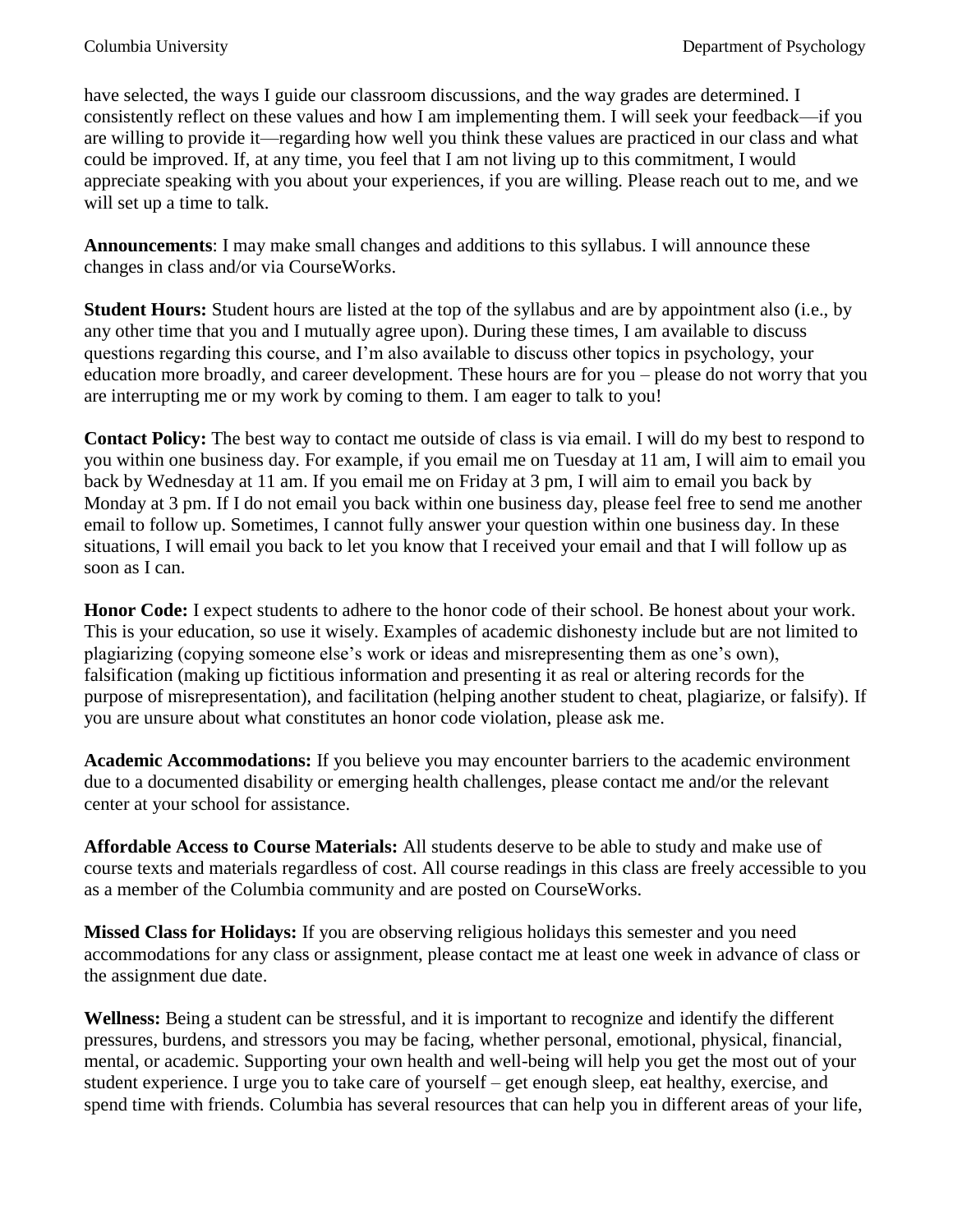have selected, the ways I guide our classroom discussions, and the way grades are determined. I consistently reflect on these values and how I am implementing them. I will seek your feedback—if you are willing to provide it—regarding how well you think these values are practiced in our class and what could be improved. If, at any time, you feel that I am not living up to this commitment, I would appreciate speaking with you about your experiences, if you are willing. Please reach out to me, and we will set up a time to talk.

**Announcements**: I may make small changes and additions to this syllabus. I will announce these changes in class and/or via CourseWorks.

**Student Hours:** Student hours are listed at the top of the syllabus and are by appointment also (i.e., by any other time that you and I mutually agree upon). During these times, I am available to discuss questions regarding this course, and I'm also available to discuss other topics in psychology, your education more broadly, and career development. These hours are for you – please do not worry that you are interrupting me or my work by coming to them. I am eager to talk to you!

**Contact Policy:** The best way to contact me outside of class is via email. I will do my best to respond to you within one business day. For example, if you email me on Tuesday at 11 am, I will aim to email you back by Wednesday at 11 am. If you email me on Friday at 3 pm, I will aim to email you back by Monday at 3 pm. If I do not email you back within one business day, please feel free to send me another email to follow up. Sometimes, I cannot fully answer your question within one business day. In these situations, I will email you back to let you know that I received your email and that I will follow up as soon as I can.

**Honor Code:** I expect students to adhere to the honor code of their school. Be honest about your work. This is your education, so use it wisely. Examples of academic dishonesty include but are not limited to plagiarizing (copying someone else's work or ideas and misrepresenting them as one's own), falsification (making up fictitious information and presenting it as real or altering records for the purpose of misrepresentation), and facilitation (helping another student to cheat, plagiarize, or falsify). If you are unsure about what constitutes an honor code violation, please ask me.

**Academic Accommodations:** If you believe you may encounter barriers to the academic environment due to a documented disability or emerging health challenges, please contact me and/or the relevant center at your school for assistance.

**Affordable Access to Course Materials:** All students deserve to be able to study and make use of course texts and materials regardless of cost. All course readings in this class are freely accessible to you as a member of the Columbia community and are posted on CourseWorks.

**Missed Class for Holidays:** If you are observing religious holidays this semester and you need accommodations for any class or assignment, please contact me at least one week in advance of class or the assignment due date.

**Wellness:** Being a student can be stressful, and it is important to recognize and identify the different pressures, burdens, and stressors you may be facing, whether personal, emotional, physical, financial, mental, or academic. Supporting your own health and well-being will help you get the most out of your student experience. I urge you to take care of yourself – get enough sleep, eat healthy, exercise, and spend time with friends. Columbia has several resources that can help you in different areas of your life,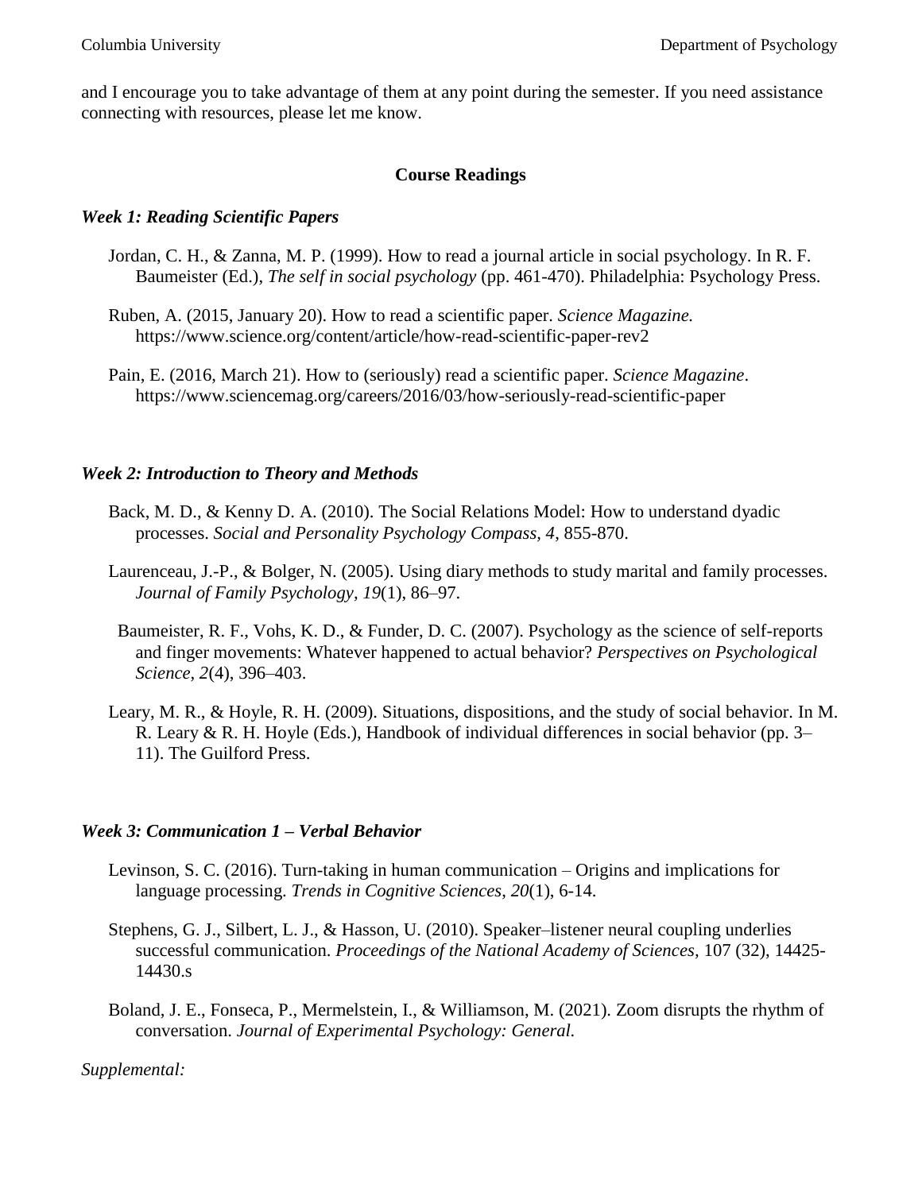and I encourage you to take advantage of them at any point during the semester. If you need assistance connecting with resources, please let me know.

## Course Readings

### *Week 1: Reading Scientific Papers*

Jordan, C. H., & Zanna, M. P. (1999). How to read a journal article in social psychology. In R. F. Baumeister (Ed.), *The self in social psychology* (pp. 461-470). Philadelphia: Psychology Press.

Ruben, A. (2015, January 20). How to read a scientific paper. *Science Magazine.* https://www.science.org/content/article/how-read-scientific-paper-rev2

Pain, E. (2016, March 21). How to (seriously) read a scientific paper. *Science Magazine*. https://www.sciencemag.org/careers/2016/03/how-seriously-read-scientific-paper

### *Week 2: Introduction to Theory and Methods*

Back, M. D., & Kenny D. A. (2010). The Social Relations Model: How to understand dyadic processes. *Social and Personality Psychology Compass*, *4*, 855-870.

Laurenceau, J.-P., & Bolger, N. (2005). Using diary methods to study marital and family processes. *Journal of Family Psychology*, *19*(1), 86–97.

Baumeister, R. F., Vohs, K. D., & Funder, D. C. (2007). Psychology as the science of self-reports and finger movements: Whatever happened to actual behavior? *Perspectives on Psychological Science*, *2*(4), 396–403.

Leary, M. R., & Hoyle, R. H. (2009). Situations, dispositions, and the study of social behavior. In M. R. Leary & R. H. Hoyle (Eds.), Handbook of individual differences in social behavior (pp. 3–11). The Guilford Press.

### *Week 3: Communication 1 – Verbal Behavior*

Levinson, S. C. (2016). Turn-taking in human communication – Origins and implications for language processing. *Trends in Cognitive Sciences*, *20*(1), 6-14.

Stephens, G. J., Silbert, L. J., & Hasson, U. (2010). Speaker–listener neural coupling underlies successful communication. *Proceedings of the National Academy of Sciences,* 107 (32), 14425-14430.s

Boland, J. E., Fonseca, P., Mermelstein, I., & Williamson, M. (2021). Zoom disrupts the rhythm of conversation. *Journal of Experimental Psychology: General.*

*Supplemental:*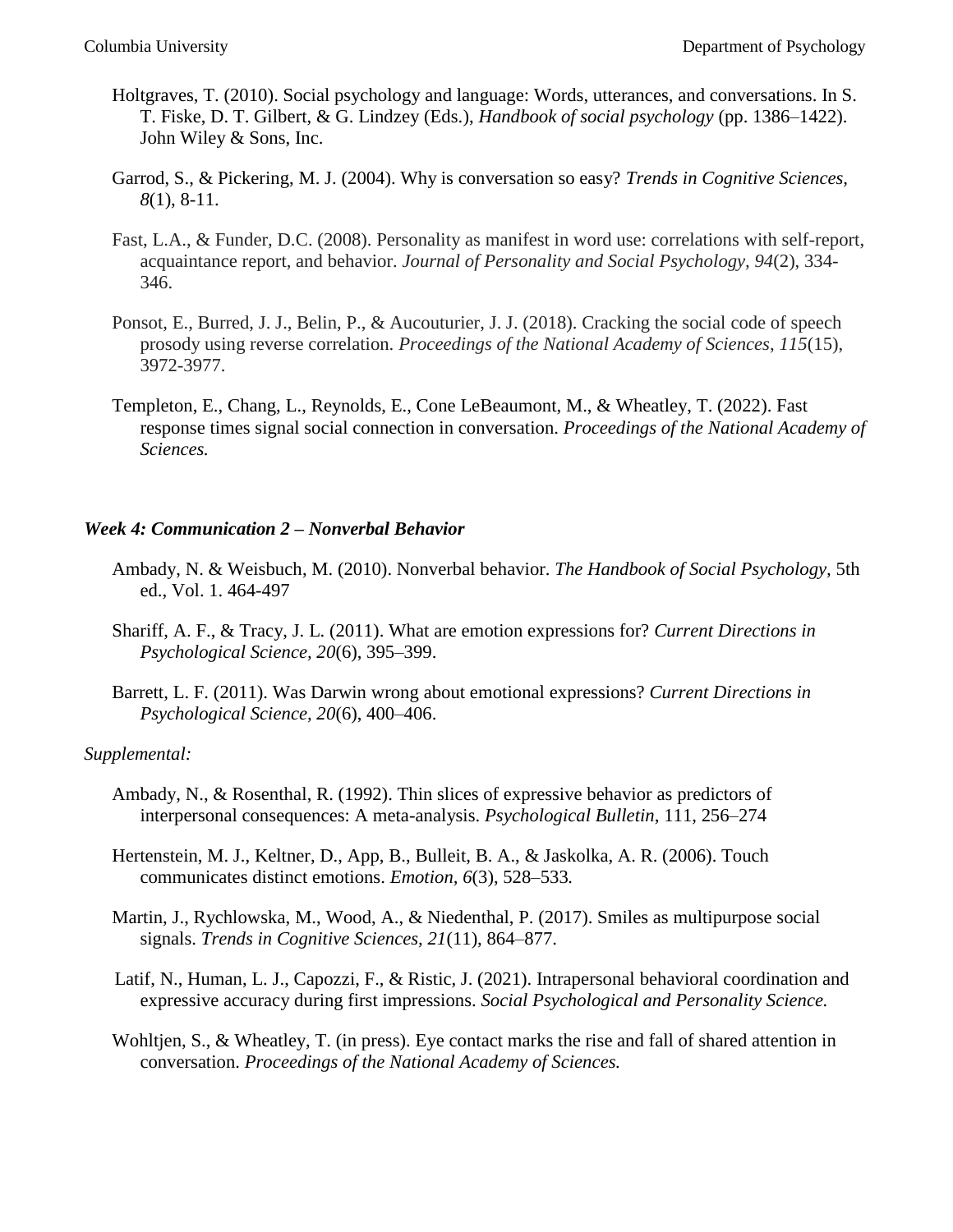Holtgraves, T. (2010). Social psychology and language: Words, utterances, and conversations. In S. T. Fiske, D. T. Gilbert, & G. Lindzey (Eds.), *Handbook of social psychology* (pp. 1386–1422). John Wiley & Sons, Inc.

Garrod, S., & Pickering, M. J. (2004). Why is conversation so easy? *Trends in Cognitive Sciences, 8*(1), 8-11.

Fast, L.A., & Funder, D.C. (2008). Personality as manifest in word use: correlations with self-report, acquaintance report, and behavior. *Journal of Personality and Social Psychology, 94*(2), 334-346.

Ponsot, E., Burred, J. J., Belin, P., & Aucouturier, J. J. (2018). Cracking the social code of speech prosody using reverse correlation. *Proceedings of the National Academy of Sciences, 115*(15), 3972-3977.

Templeton, E., Chang, L., Reynolds, E., Cone LeBeaumont, M., & Wheatley, T. (2022). Fast response times signal social connection in conversation. *Proceedings of the National Academy of Sciences.*

### *Week 4: Communication 2 – Nonverbal Behavior*

Ambady, N. & Weisbuch, M. (2010). Nonverbal behavior. *The Handbook of Social Psychology*, 5th ed., Vol. 1. 464-497

Shariff, A. F., & Tracy, J. L. (2011). What are emotion expressions for? *Current Directions in Psychological Science, 20*(6), 395–399.

Barrett, L. F. (2011). Was Darwin wrong about emotional expressions? *Current Directions in Psychological Science, 20*(6), 400–406.

*Supplemental:*

Ambady, N., & Rosenthal, R. (1992). Thin slices of expressive behavior as predictors of interpersonal consequences: A meta-analysis. *Psychological Bulletin*, 111, 256–274

Hertenstein, M. J., Keltner, D., App, B., Bulleit, B. A., & Jaskolka, A. R. (2006). Touch communicates distinct emotions. *Emotion, 6*(3), 528–533.

Martin, J., Rychlowska, M., Wood, A., & Niedenthal, P. (2017). Smiles as multipurpose social signals. *Trends in Cognitive Sciences, 21*(11), 864–877.

Latif, N., Human, L. J., Capozzi, F., & Ristic, J. (2021). Intrapersonal behavioral coordination and expressive accuracy during first impressions. *Social Psychological and Personality Science.*

Wohltjen, S., & Wheatley, T. (in press). Eye contact marks the rise and fall of shared attention in conversation. *Proceedings of the National Academy of Sciences.*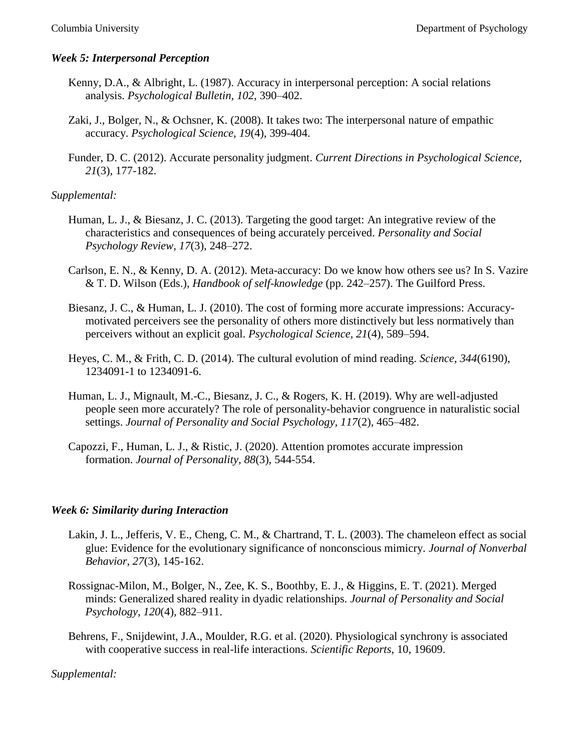### *Week 5: Interpersonal Perception*

Kenny, D.A., & Albright, L. (1987). Accuracy in interpersonal perception: A social relations analysis. *Psychological Bulletin, 102*, 390–402.

Zaki, J., Bolger, N., & Ochsner, K. (2008). It takes two: The interpersonal nature of empathic accuracy. *Psychological Science*, *19*(4), 399-404.

Funder, D. C. (2012). Accurate personality judgment. *Current Directions in Psychological Science*, *21*(3), 177-182.

*Supplemental:*

Human, L. J., & Biesanz, J. C. (2013). Targeting the good target: An integrative review of the characteristics and consequences of being accurately perceived. *Personality and Social Psychology Review, 17*(3), 248–272.

Carlson, E. N., & Kenny, D. A. (2012). Meta-accuracy: Do we know how others see us? In S. Vazire & T. D. Wilson (Eds.), *Handbook of self-knowledge* (pp. 242–257). The Guilford Press.

Biesanz, J. C., & Human, L. J. (2010). The cost of forming more accurate impressions: Accuracy-motivated perceivers see the personality of others more distinctively but less normatively than perceivers without an explicit goal. *Psychological Science, 21*(4), 589–594.

Heyes, C. M., & Frith, C. D. (2014). The cultural evolution of mind reading. *Science, 344*(6190), 1234091-1 to 1234091-6.

Human, L. J., Mignault, M.-C., Biesanz, J. C., & Rogers, K. H. (2019). Why are well-adjusted people seen more accurately? The role of personality-behavior congruence in naturalistic social settings. *Journal of Personality and Social Psychology, 117*(2), 465–482.

Capozzi, F., Human, L. J., & Ristic, J. (2020). Attention promotes accurate impression formation. *Journal of Personality*, *88*(3), 544-554.

### *Week 6: Similarity during Interaction*

Lakin, J. L., Jefferis, V. E., Cheng, C. M., & Chartrand, T. L. (2003). The chameleon effect as social glue: Evidence for the evolutionary significance of nonconscious mimicry. *Journal of Nonverbal Behavior, 27*(3), 145-162.

Rossignac-Milon, M., Bolger, N., Zee, K. S., Boothby, E. J., & Higgins, E. T. (2021). Merged minds: Generalized shared reality in dyadic relationships. *Journal of Personality and Social Psychology, 120*(4), 882–911.

Behrens, F., Snijdewint, J.A., Moulder, R.G. et al. (2020). Physiological synchrony is associated with cooperative success in real-life interactions. *Scientific Reports*, 10, 19609.

*Supplemental:*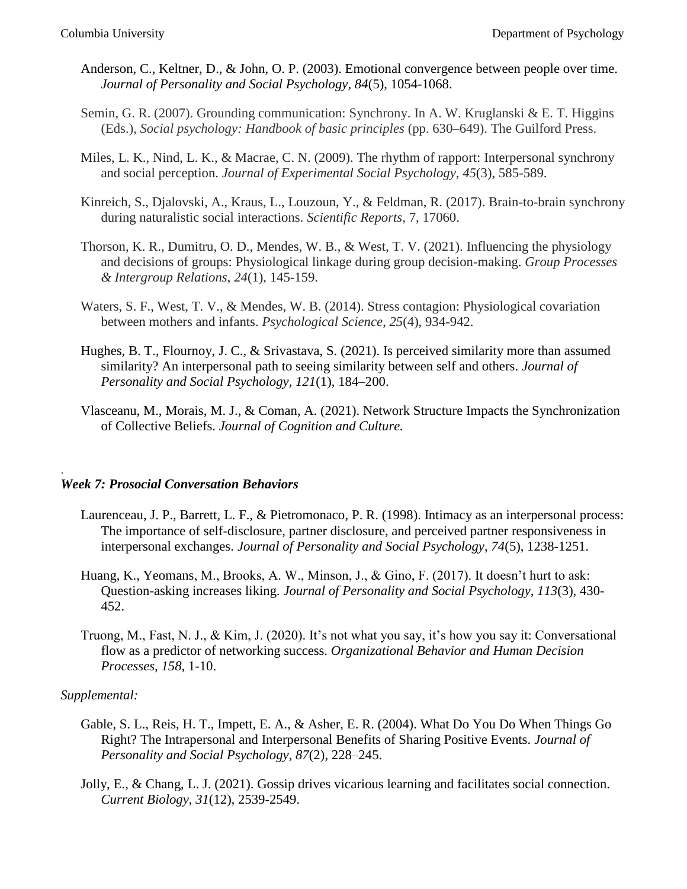Anderson, C., Keltner, D., & John, O. P. (2003). Emotional convergence between people over time. *Journal of Personality and Social Psychology*, *84*(5), 1054-1068.

Semin, G. R. (2007). Grounding communication: Synchrony. In A. W. Kruglanski & E. T. Higgins (Eds.), *Social psychology: Handbook of basic principles* (pp. 630–649). The Guilford Press.

Miles, L. K., Nind, L. K., & Macrae, C. N. (2009). The rhythm of rapport: Interpersonal synchrony and social perception. *Journal of Experimental Social Psychology*, *45*(3), 585-589.

Kinreich, S., Djalovski, A., Kraus, L., Louzoun, Y., & Feldman, R. (2017). Brain-to-brain synchrony during naturalistic social interactions. *Scientific Reports*, 7, 17060.

Thorson, K. R., Dumitru, O. D., Mendes, W. B., & West, T. V. (2021). Influencing the physiology and decisions of groups: Physiological linkage during group decision-making. *Group Processes & Intergroup Relations*, *24*(1), 145-159.

Waters, S. F., West, T. V., & Mendes, W. B. (2014). Stress contagion: Physiological covariation between mothers and infants. *Psychological Science*, *25*(4), 934-942.

Hughes, B. T., Flournoy, J. C., & Srivastava, S. (2021). Is perceived similarity more than assumed similarity? An interpersonal path to seeing similarity between self and others. *Journal of Personality and Social Psychology, 121*(1), 184–200.

Vlasceanu, M., Morais, M. J., & Coman, A. (2021). Network Structure Impacts the Synchronization of Collective Beliefs. *Journal of Cognition and Culture.*

### *Week 7: Prosocial Conversation Behaviors*

Laurenceau, J. P., Barrett, L. F., & Pietromonaco, P. R. (1998). Intimacy as an interpersonal process: The importance of self-disclosure, partner disclosure, and perceived partner responsiveness in interpersonal exchanges. *Journal of Personality and Social Psychology*, *74*(5), 1238-1251.

Huang, K., Yeomans, M., Brooks, A. W., Minson, J., & Gino, F. (2017). It doesn't hurt to ask: Question-asking increases liking. *Journal of Personality and Social Psychology, 113*(3), 430-452.

Truong, M., Fast, N. J., & Kim, J. (2020). It's not what you say, it's how you say it: Conversational flow as a predictor of networking success. *Organizational Behavior and Human Decision Processes, 158*, 1-10.

*Supplemental:*

Gable, S. L., Reis, H. T., Impett, E. A., & Asher, E. R. (2004). What Do You Do When Things Go Right? The Intrapersonal and Interpersonal Benefits of Sharing Positive Events. *Journal of Personality and Social Psychology, 87*(2), 228–245.

Jolly, E., & Chang, L. J. (2021). Gossip drives vicarious learning and facilitates social connection. *Current Biology*, *31*(12), 2539-2549.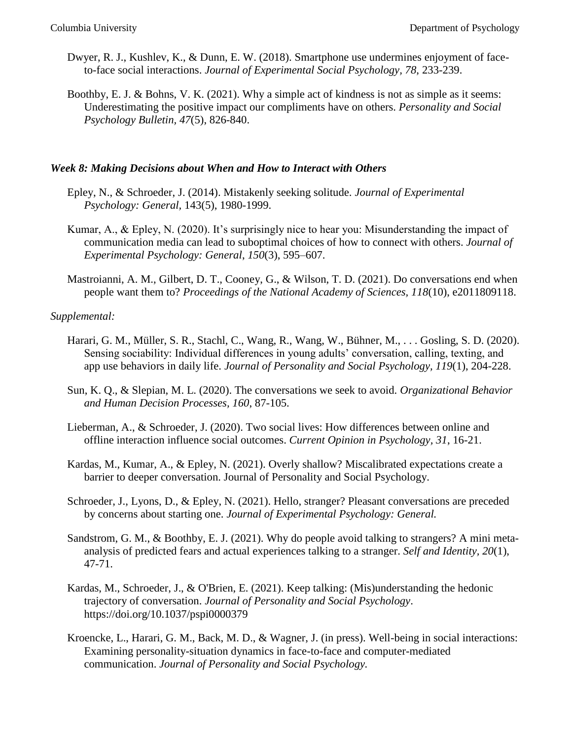Dwyer, R. J., Kushlev, K., & Dunn, E. W. (2018). Smartphone use undermines enjoyment of face-to-face social interactions. *Journal of Experimental Social Psychology, 78*, 233-239.

Boothby, E. J. & Bohns, V. K. (2021). Why a simple act of kindness is not as simple as it seems: Underestimating the positive impact our compliments have on others. *Personality and Social Psychology Bulletin, 47*(5), 826-840.

### *Week 8: Making Decisions about When and How to Interact with Others*

Epley, N., & Schroeder, J. (2014). Mistakenly seeking solitude. *Journal of Experimental Psychology: General,* 143(5), 1980-1999.

Kumar, A., & Epley, N. (2020). It's surprisingly nice to hear you: Misunderstanding the impact of communication media can lead to suboptimal choices of how to connect with others. *Journal of Experimental Psychology: General*, *150*(3), 595–607.

Mastroianni, A. M., Gilbert, D. T., Cooney, G., & Wilson, T. D. (2021). Do conversations end when people want them to? *Proceedings of the National Academy of Sciences, 118*(10), e2011809118.

*Supplemental:*

Harari, G. M., Müller, S. R., Stachl, C., Wang, R., Wang, W., Bühner, M., . . . Gosling, S. D. (2020). Sensing sociability: Individual differences in young adults' conversation, calling, texting, and app use behaviors in daily life. *Journal of Personality and Social Psychology, 119*(1), 204-228.

Sun, K. Q., & Slepian, M. L. (2020). The conversations we seek to avoid. *Organizational Behavior and Human Decision Processes, 160*, 87-105.

Lieberman, A., & Schroeder, J. (2020). Two social lives: How differences between online and offline interaction influence social outcomes. *Current Opinion in Psychology, 31*, 16-21.

Kardas, M., Kumar, A., & Epley, N. (2021). Overly shallow? Miscalibrated expectations create a barrier to deeper conversation. Journal of Personality and Social Psychology.

Schroeder, J., Lyons, D., & Epley, N. (2021). Hello, stranger? Pleasant conversations are preceded by concerns about starting one. *Journal of Experimental Psychology: General.*

Sandstrom, G. M., & Boothby, E. J. (2021). Why do people avoid talking to strangers? A mini meta-analysis of predicted fears and actual experiences talking to a stranger. *Self and Identity, 20*(1), 47-71.

Kardas, M., Schroeder, J., & O'Brien, E. (2021). Keep talking: (Mis)understanding the hedonic trajectory of conversation. *Journal of Personality and Social Psychology*. https://doi.org/10.1037/pspi0000379

Kroencke, L., Harari, G. M., Back, M. D., & Wagner, J. (in press). Well-being in social interactions: Examining personality-situation dynamics in face-to-face and computer-mediated communication. *Journal of Personality and Social Psychology.*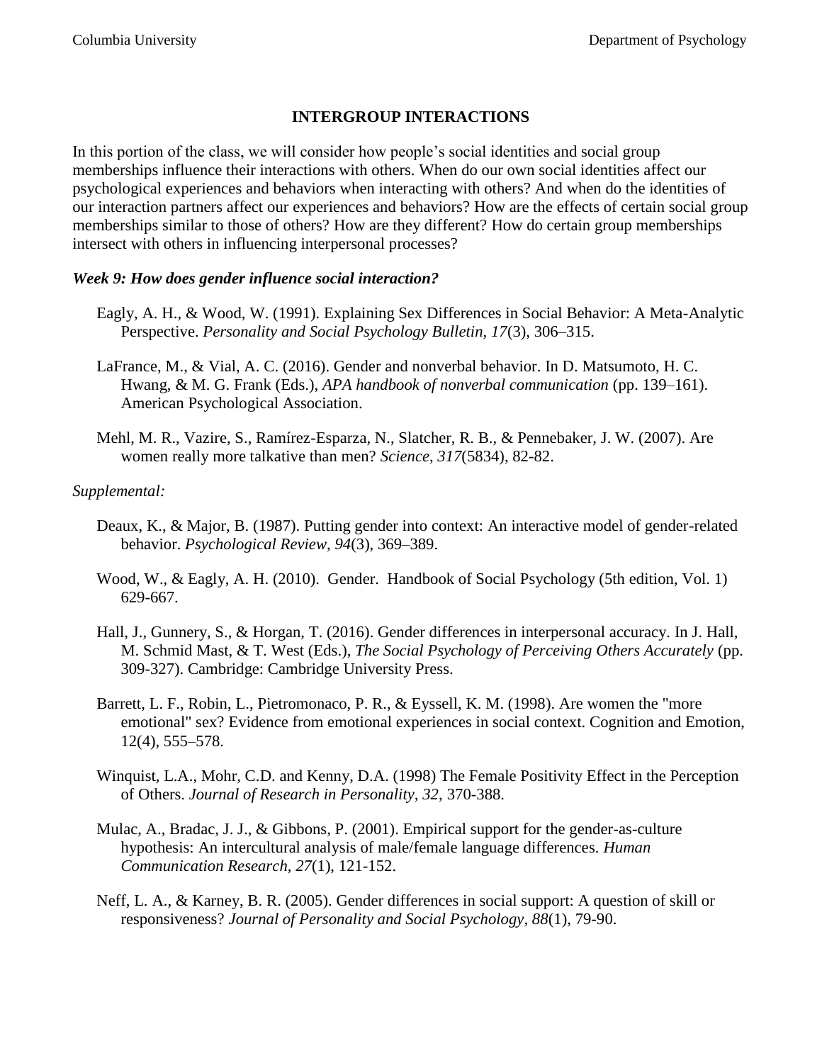## INTERGROUP INTERACTIONS

In this portion of the class, we will consider how people's social identities and social group memberships influence their interactions with others. When do our own social identities affect our psychological experiences and behaviors when interacting with others? And when do the identities of our interaction partners affect our experiences and behaviors? How are the effects of certain social group memberships similar to those of others? How are they different? How do certain group memberships intersect with others in influencing interpersonal processes?

### *Week 9: How does gender influence social interaction?*

Eagly, A. H., & Wood, W. (1991). Explaining Sex Differences in Social Behavior: A Meta-Analytic Perspective. *Personality and Social Psychology Bulletin*, *17*(3), 306–315.

LaFrance, M., & Vial, A. C. (2016). Gender and nonverbal behavior. In D. Matsumoto, H. C. Hwang, & M. G. Frank (Eds.), *APA handbook of nonverbal communication* (pp. 139–161). American Psychological Association.

Mehl, M. R., Vazire, S., Ramírez-Esparza, N., Slatcher, R. B., & Pennebaker, J. W. (2007). Are women really more talkative than men? *Science*, *317*(5834), 82-82.

*Supplemental:*

Deaux, K., & Major, B. (1987). Putting gender into context: An interactive model of gender-related behavior. *Psychological Review, 94*(3), 369–389.

Wood, W., & Eagly, A. H. (2010). Gender. Handbook of Social Psychology (5th edition, Vol. 1) 629-667.

Hall, J., Gunnery, S., & Horgan, T. (2016). Gender differences in interpersonal accuracy. In J. Hall, M. Schmid Mast, & T. West (Eds.), *The Social Psychology of Perceiving Others Accurately* (pp. 309-327). Cambridge: Cambridge University Press.

Barrett, L. F., Robin, L., Pietromonaco, P. R., & Eyssell, K. M. (1998). Are women the "more emotional" sex? Evidence from emotional experiences in social context. Cognition and Emotion, 12(4), 555–578.

Winquist, L.A., Mohr, C.D. and Kenny, D.A. (1998) The Female Positivity Effect in the Perception of Others. *Journal of Research in Personality, 32*, 370-388.

Mulac, A., Bradac, J. J., & Gibbons, P. (2001). Empirical support for the gender-as-culture hypothesis: An intercultural analysis of male/female language differences. *Human Communication Research, 27*(1), 121-152.

Neff, L. A., & Karney, B. R. (2005). Gender differences in social support: A question of skill or responsiveness? *Journal of Personality and Social Psychology, 88*(1), 79-90.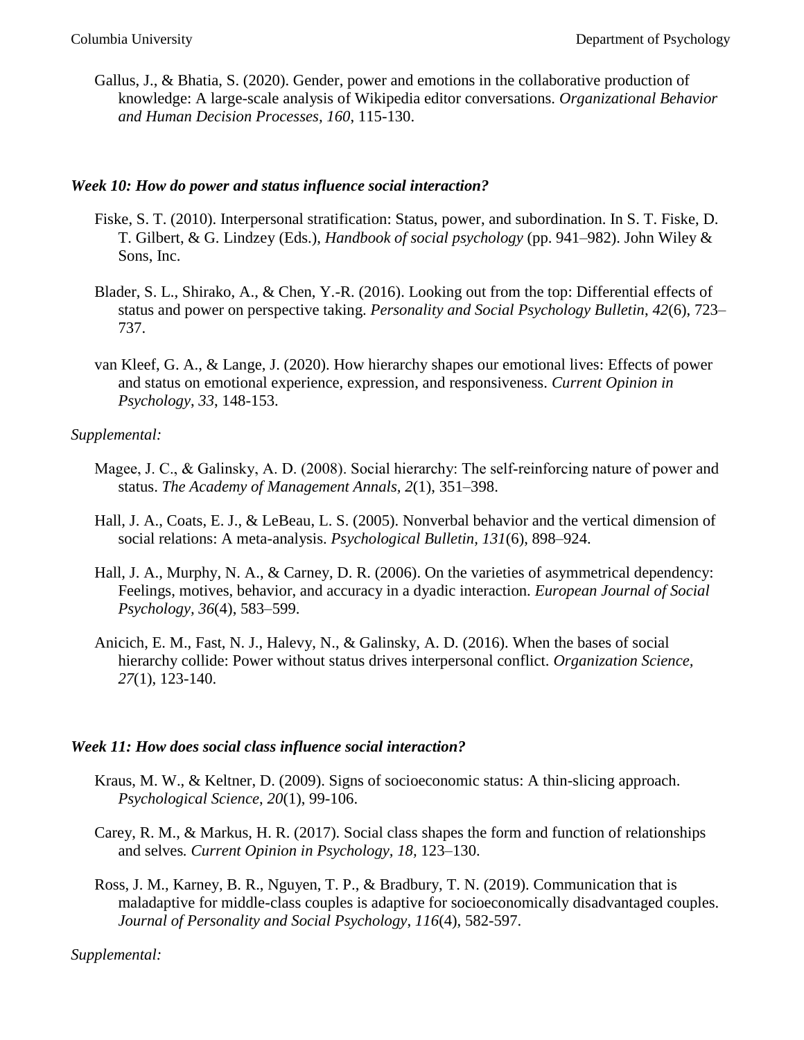Gallus, J., & Bhatia, S. (2020). Gender, power and emotions in the collaborative production of knowledge: A large-scale analysis of Wikipedia editor conversations. *Organizational Behavior and Human Decision Processes, 160*, 115-130.

### *Week 10: How do power and status influence social interaction?*

Fiske, S. T. (2010). Interpersonal stratification: Status, power, and subordination. In S. T. Fiske, D. T. Gilbert, & G. Lindzey (Eds.), *Handbook of social psychology* (pp. 941–982). John Wiley & Sons, Inc.

Blader, S. L., Shirako, A., & Chen, Y.-R. (2016). Looking out from the top: Differential effects of status and power on perspective taking. *Personality and Social Psychology Bulletin*, *42*(6), 723–737.

van Kleef, G. A., & Lange, J. (2020). How hierarchy shapes our emotional lives: Effects of power and status on emotional experience, expression, and responsiveness. *Current Opinion in Psychology*, *33*, 148-153.

*Supplemental:*

Magee, J. C., & Galinsky, A. D. (2008). Social hierarchy: The self-reinforcing nature of power and status. *The Academy of Management Annals, 2*(1), 351–398.

Hall, J. A., Coats, E. J., & LeBeau, L. S. (2005). Nonverbal behavior and the vertical dimension of social relations: A meta-analysis. *Psychological Bulletin, 131*(6), 898–924.

Hall, J. A., Murphy, N. A., & Carney, D. R. (2006). On the varieties of asymmetrical dependency: Feelings, motives, behavior, and accuracy in a dyadic interaction. *European Journal of Social Psychology, 36*(4), 583–599.

Anicich, E. M., Fast, N. J., Halevy, N., & Galinsky, A. D. (2016). When the bases of social hierarchy collide: Power without status drives interpersonal conflict. *Organization Science, 27*(1), 123-140.

### *Week 11: How does social class influence social interaction?*

Kraus, M. W., & Keltner, D. (2009). Signs of socioeconomic status: A thin-slicing approach. *Psychological Science*, *20*(1), 99-106.

Carey, R. M., & Markus, H. R. (2017). Social class shapes the form and function of relationships and selves. *Current Opinion in Psychology, 18*, 123–130.

Ross, J. M., Karney, B. R., Nguyen, T. P., & Bradbury, T. N. (2019). Communication that is maladaptive for middle-class couples is adaptive for socioeconomically disadvantaged couples. *Journal of Personality and Social Psychology*, *116*(4), 582-597.

*Supplemental:*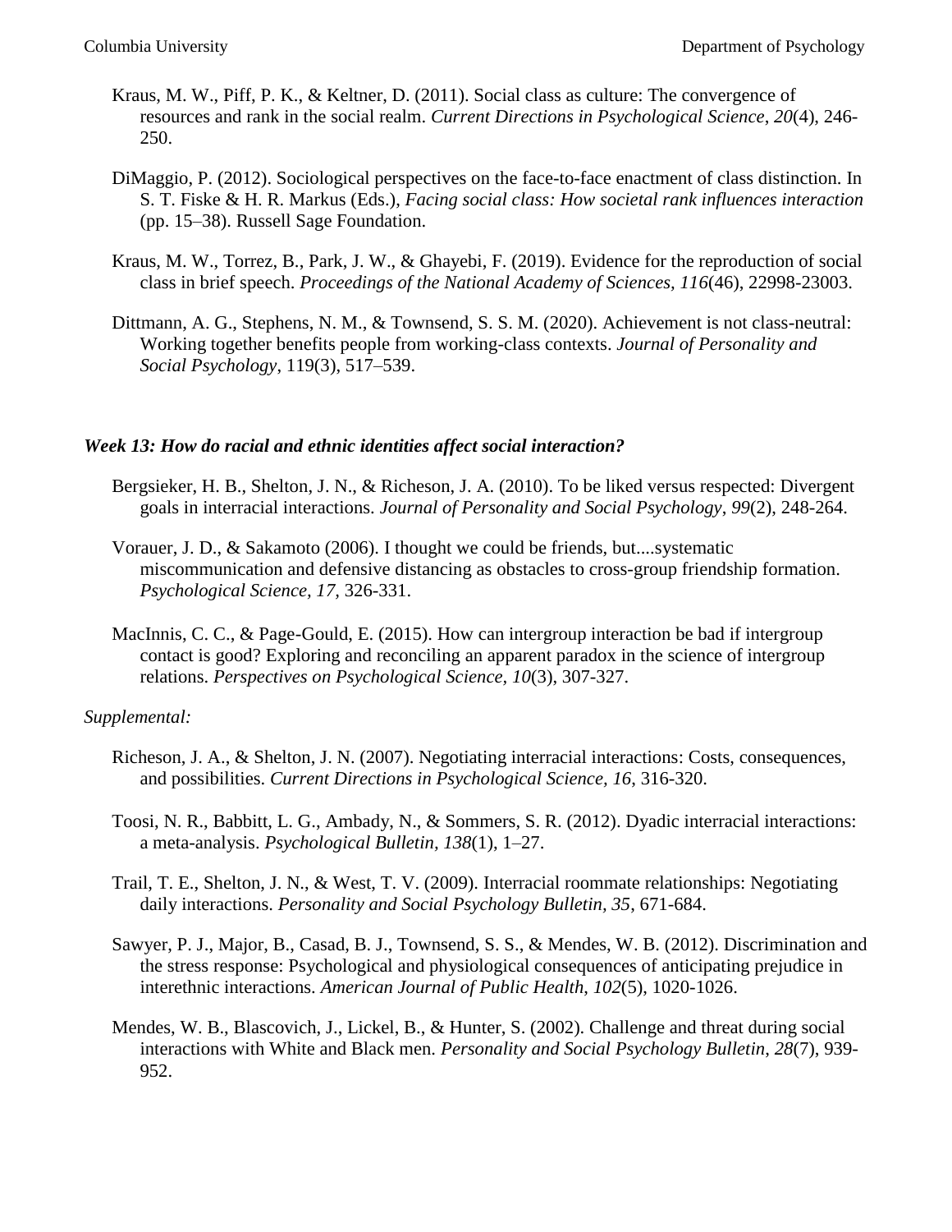Kraus, M. W., Piff, P. K., & Keltner, D. (2011). Social class as culture: The convergence of resources and rank in the social realm. *Current Directions in Psychological Science*, *20*(4), 246-250.

DiMaggio, P. (2012). Sociological perspectives on the face-to-face enactment of class distinction. In S. T. Fiske & H. R. Markus (Eds.), *Facing social class: How societal rank influences interaction* (pp. 15–38). Russell Sage Foundation.

Kraus, M. W., Torrez, B., Park, J. W., & Ghayebi, F. (2019). Evidence for the reproduction of social class in brief speech. *Proceedings of the National Academy of Sciences, 116*(46), 22998-23003.

Dittmann, A. G., Stephens, N. M., & Townsend, S. S. M. (2020). Achievement is not class-neutral: Working together benefits people from working-class contexts. *Journal of Personality and Social Psychology*, 119(3), 517–539.

### *Week 13: How do racial and ethnic identities affect social interaction?*

Bergsieker, H. B., Shelton, J. N., & Richeson, J. A. (2010). To be liked versus respected: Divergent goals in interracial interactions. *Journal of Personality and Social Psychology*, *99*(2), 248-264.

Vorauer, J. D., & Sakamoto (2006). I thought we could be friends, but....systematic miscommunication and defensive distancing as obstacles to cross-group friendship formation. *Psychological Science, 17,* 326-331.

MacInnis, C. C., & Page-Gould, E. (2015). How can intergroup interaction be bad if intergroup contact is good? Exploring and reconciling an apparent paradox in the science of intergroup relations. *Perspectives on Psychological Science, 10*(3), 307-327.

*Supplemental:*

Richeson, J. A., & Shelton, J. N. (2007). Negotiating interracial interactions: Costs, consequences, and possibilities. *Current Directions in Psychological Science, 16*, 316-320.

Toosi, N. R., Babbitt, L. G., Ambady, N., & Sommers, S. R. (2012). Dyadic interracial interactions: a meta-analysis. *Psychological Bulletin, 138*(1), 1–27.

Trail, T. E., Shelton, J. N., & West, T. V. (2009). Interracial roommate relationships: Negotiating daily interactions. *Personality and Social Psychology Bulletin, 35*, 671-684.

Sawyer, P. J., Major, B., Casad, B. J., Townsend, S. S., & Mendes, W. B. (2012). Discrimination and the stress response: Psychological and physiological consequences of anticipating prejudice in interethnic interactions. *American Journal of Public Health*, *102*(5), 1020-1026.

Mendes, W. B., Blascovich, J., Lickel, B., & Hunter, S. (2002). Challenge and threat during social interactions with White and Black men. *Personality and Social Psychology Bulletin*, *28*(7), 939-952.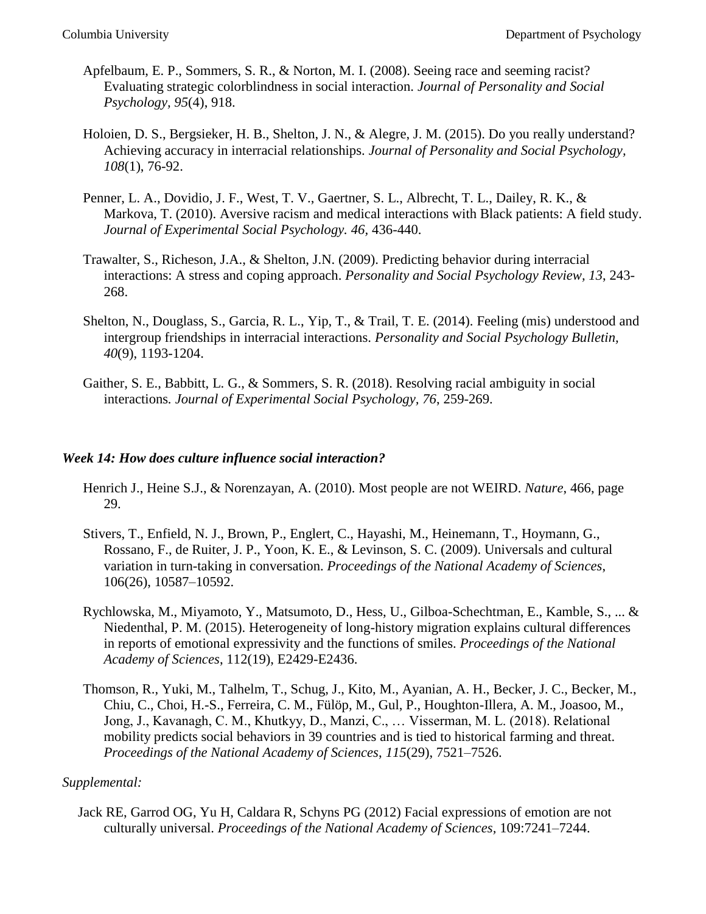Apfelbaum, E. P., Sommers, S. R., & Norton, M. I. (2008). Seeing race and seeming racist? Evaluating strategic colorblindness in social interaction. *Journal of Personality and Social Psychology, 95*(4), 918.

Holoien, D. S., Bergsieker, H. B., Shelton, J. N., & Alegre, J. M. (2015). Do you really understand? Achieving accuracy in interracial relationships. *Journal of Personality and Social Psychology, 108*(1), 76-92.

Penner, L. A., Dovidio, J. F., West, T. V., Gaertner, S. L., Albrecht, T. L., Dailey, R. K., & Markova, T. (2010). Aversive racism and medical interactions with Black patients: A field study. *Journal of Experimental Social Psychology. 46,* 436-440.

Trawalter, S., Richeson, J.A., & Shelton, J.N. (2009). Predicting behavior during interracial interactions: A stress and coping approach. *Personality and Social Psychology Review, 13*, 243-268.

Shelton, N., Douglass, S., Garcia, R. L., Yip, T., & Trail, T. E. (2014). Feeling (mis) understood and intergroup friendships in interracial interactions. *Personality and Social Psychology Bulletin, 40*(9), 1193-1204.

Gaither, S. E., Babbitt, L. G., & Sommers, S. R. (2018). Resolving racial ambiguity in social interactions*. Journal of Experimental Social Psychology*, *76*, 259-269.

### *Week 14: How does culture influence social interaction?*

Henrich J., Heine S.J., & Norenzayan, A. (2010). Most people are not WEIRD. *Nature*, 466, page 29.

Stivers, T., Enfield, N. J., Brown, P., Englert, C., Hayashi, M., Heinemann, T., Hoymann, G., Rossano, F., de Ruiter, J. P., Yoon, K. E., & Levinson, S. C. (2009). Universals and cultural variation in turn-taking in conversation. *Proceedings of the National Academy of Sciences*, 106(26), 10587–10592.

Rychlowska, M., Miyamoto, Y., Matsumoto, D., Hess, U., Gilboa-Schechtman, E., Kamble, S., ... & Niedenthal, P. M. (2015). Heterogeneity of long-history migration explains cultural differences in reports of emotional expressivity and the functions of smiles. *Proceedings of the National Academy of Sciences*, 112(19), E2429-E2436.

Thomson, R., Yuki, M., Talhelm, T., Schug, J., Kito, M., Ayanian, A. H., Becker, J. C., Becker, M., Chiu, C., Choi, H.-S., Ferreira, C. M., Fülöp, M., Gul, P., Houghton-Illera, A. M., Joasoo, M., Jong, J., Kavanagh, C. M., Khutkyy, D., Manzi, C., … Visserman, M. L. (2018). Relational mobility predicts social behaviors in 39 countries and is tied to historical farming and threat. *Proceedings of the National Academy of Sciences*, *115*(29), 7521–7526.

*Supplemental:*

Jack RE, Garrod OG, Yu H, Caldara R, Schyns PG (2012) Facial expressions of emotion are not culturally universal. *Proceedings of the National Academy of Sciences*, 109:7241–7244.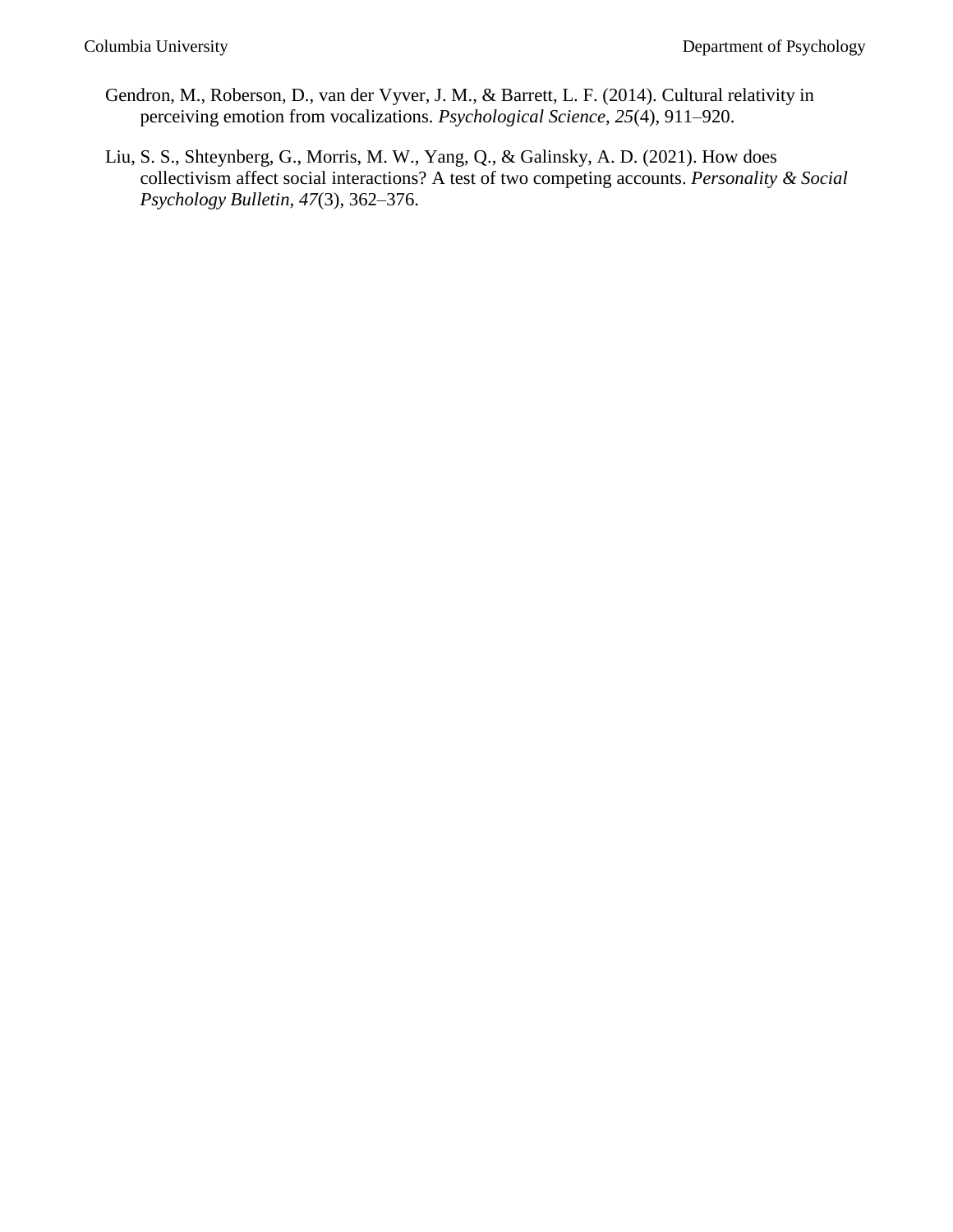Gendron, M., Roberson, D., van der Vyver, J. M., & Barrett, L. F. (2014). Cultural relativity in perceiving emotion from vocalizations. *Psychological Science, 25*(4), 911–920.

Liu, S. S., Shteynberg, G., Morris, M. W., Yang, Q., & Galinsky, A. D. (2021). How does collectivism affect social interactions? A test of two competing accounts. *Personality & Social Psychology Bulletin*, *47*(3), 362–376.